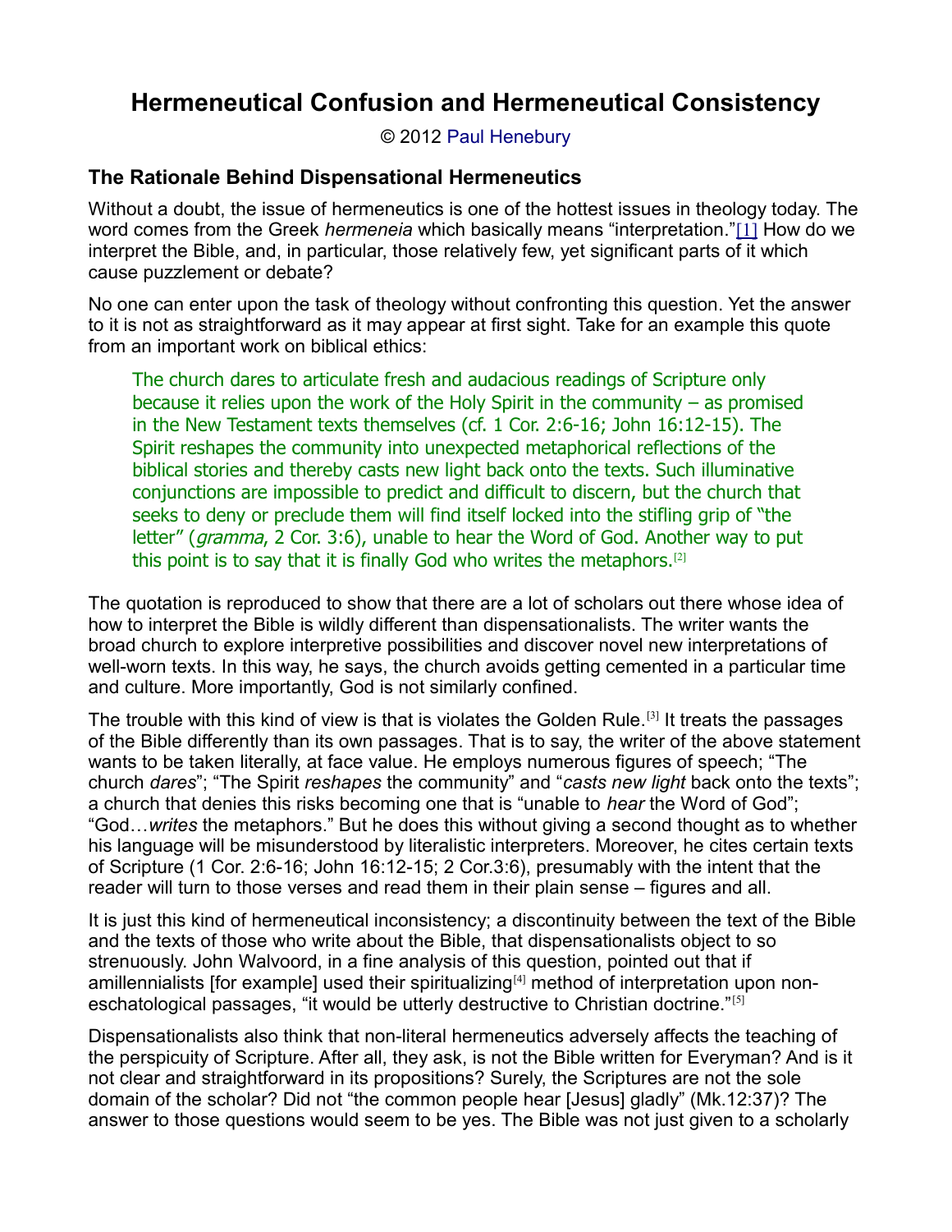# Hermeneutical Confusion and Hermeneutical Consistency

© 2012 Paul Henebury

## The Rationale Behind Dispensational Hermeneutics

Without a doubt, the issue of hermeneutics is one of the hottest issues in theology today. The word comes from the Greek *hermeneia* which basically means "interpretation."[1] How do we interpret the Bible, and, in particular, those relatively few, yet significant parts of it which cause puzzlement or debate?

No one can enter upon the task of theology without confronting this question. Yet the answer to it is not as straightforward as it may appear at first sight. Take for an example this quote from an important work on biblical ethics:

> The church dares to articulate fresh and audacious readings of Scripture only because it relies upon the work of the Holy Spirit in the community – as promised in the New Testament texts themselves (cf. 1 Cor. 2:6-16; John 16:12-15). The Spirit reshapes the community into unexpected metaphorical reflections of the biblical stories and thereby casts new light back onto the texts. Such illuminative conjunctions are impossible to predict and difficult to discern, but the church that seeks to deny or preclude them will find itself locked into the stifling grip of "the letter" (*gramma*, 2 Cor. 3:6), unable to hear the Word of God. Another way to put this point is to say that it is finally God who writes the metaphors.[2]

The quotation is reproduced to show that there are a lot of scholars out there whose idea of how to interpret the Bible is wildly different than dispensationalists. The writer wants the broad church to explore interpretive possibilities and discover novel new interpretations of well-worn texts. In this way, he says, the church avoids getting cemented in a particular time and culture. More importantly, God is not similarly confined.

The trouble with this kind of view is that is violates the Golden Rule.[3] It treats the passages of the Bible differently than its own passages. That is to say, the writer of the above statement wants to be taken literally, at face value. He employs numerous figures of speech; "The church *dares*"; "The Spirit *reshapes* the community" and "*casts new light* back onto the texts"; a church that denies this risks becoming one that is "unable to *hear* the Word of God"; "God…*writes* the metaphors." But he does this without giving a second thought as to whether his language will be misunderstood by literalistic interpreters. Moreover, he cites certain texts of Scripture (1 Cor. 2:6-16; John 16:12-15; 2 Cor.3:6), presumably with the intent that the reader will turn to those verses and read them in their plain sense – figures and all.

It is just this kind of hermeneutical inconsistency; a discontinuity between the text of the Bible and the texts of those who write about the Bible, that dispensationalists object to so strenuously. John Walvoord, in a fine analysis of this question, pointed out that if amillennialists [for example] used their spiritualizing[4] method of interpretation upon non-eschatological passages, "it would be utterly destructive to Christian doctrine."[5]

Dispensationalists also think that non-literal hermeneutics adversely affects the teaching of the perspicuity of Scripture. After all, they ask, is not the Bible written for Everyman? And is it not clear and straightforward in its propositions? Surely, the Scriptures are not the sole domain of the scholar? Did not "the common people hear [Jesus] gladly" (Mk.12:37)? The answer to those questions would seem to be yes. The Bible was not just given to a scholarly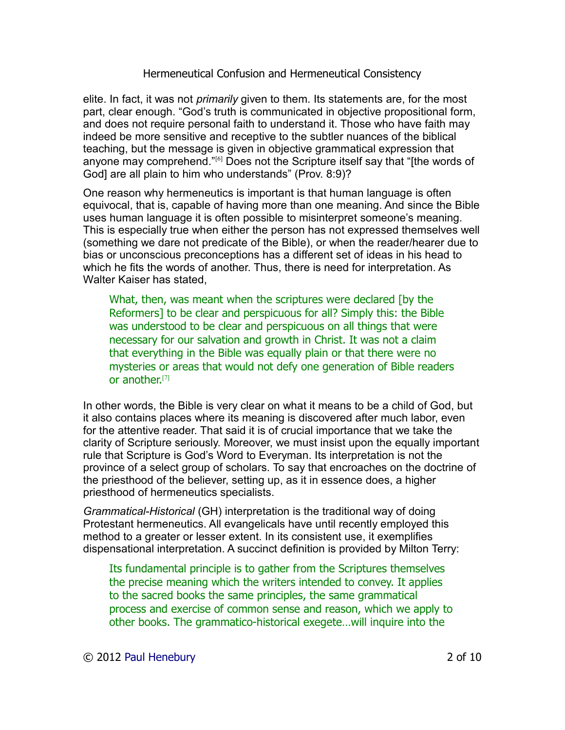elite. In fact, it was not *primarily* given to them. Its statements are, for the most part, clear enough. "God's truth is communicated in objective propositional form, and does not require personal faith to understand it. Those who have faith may indeed be more sensitive and receptive to the subtler nuances of the biblical teaching, but the message is given in objective grammatical expression that anyone may comprehend."[6] Does not the Scripture itself say that "[the words of God] are all plain to him who understands" (Prov. 8:9)?

One reason why hermeneutics is important is that human language is often equivocal, that is, capable of having more than one meaning. And since the Bible uses human language it is often possible to misinterpret someone's meaning. This is especially true when either the person has not expressed themselves well (something we dare not predicate of the Bible), or when the reader/hearer due to bias or unconscious preconceptions has a different set of ideas in his head to which he fits the words of another. Thus, there is need for interpretation. As Walter Kaiser has stated,

> What, then, was meant when the scriptures were declared [by the Reformers] to be clear and perspicuous for all? Simply this: the Bible was understood to be clear and perspicuous on all things that were necessary for our salvation and growth in Christ. It was not a claim that everything in the Bible was equally plain or that there were no mysteries or areas that would not defy one generation of Bible readers or another.[7]

In other words, the Bible is very clear on what it means to be a child of God, but it also contains places where its meaning is discovered after much labor, even for the attentive reader. That said it is of crucial importance that we take the clarity of Scripture seriously. Moreover, we must insist upon the equally important rule that Scripture is God's Word to Everyman. Its interpretation is not the province of a select group of scholars. To say that encroaches on the doctrine of the priesthood of the believer, setting up, as it in essence does, a higher priesthood of hermeneutics specialists.

*Grammatical-Historical* (GH) interpretation is the traditional way of doing Protestant hermeneutics. All evangelicals have until recently employed this method to a greater or lesser extent. In its consistent use, it exemplifies dispensational interpretation. A succinct definition is provided by Milton Terry:

> Its fundamental principle is to gather from the Scriptures themselves the precise meaning which the writers intended to convey. It applies to the sacred books the same principles, the same grammatical process and exercise of common sense and reason, which we apply to other books. The grammatico-historical exegete…will inquire into the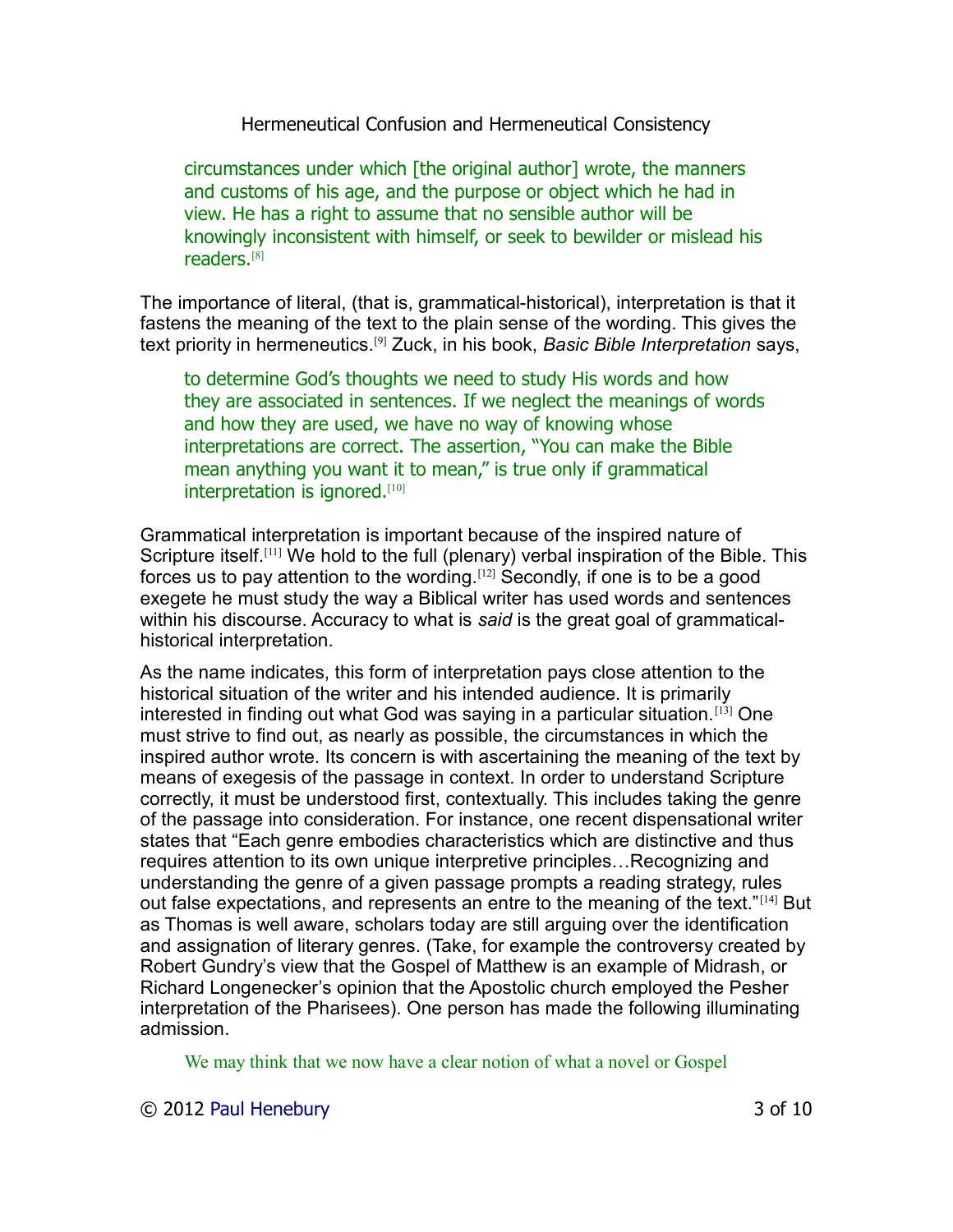> circumstances under which [the original author] wrote, the manners and customs of his age, and the purpose or object which he had in view. He has a right to assume that no sensible author will be knowingly inconsistent with himself, or seek to bewilder or mislead his readers.[8]

The importance of literal, (that is, grammatical-historical), interpretation is that it fastens the meaning of the text to the plain sense of the wording. This gives the text priority in hermeneutics.[9] Zuck, in his book, *Basic Bible Interpretation* says,

> to determine God's thoughts we need to study His words and how they are associated in sentences. If we neglect the meanings of words and how they are used, we have no way of knowing whose interpretations are correct. The assertion, "You can make the Bible mean anything you want it to mean," is true only if grammatical interpretation is ignored.[10]

Grammatical interpretation is important because of the inspired nature of Scripture itself.[11] We hold to the full (plenary) verbal inspiration of the Bible. This forces us to pay attention to the wording.[12] Secondly, if one is to be a good exegete he must study the way a Biblical writer has used words and sentences within his discourse. Accuracy to what is *said* is the great goal of grammatical-historical interpretation.

As the name indicates, this form of interpretation pays close attention to the historical situation of the writer and his intended audience. It is primarily interested in finding out what God was saying in a particular situation.[13] One must strive to find out, as nearly as possible, the circumstances in which the inspired author wrote. Its concern is with ascertaining the meaning of the text by means of exegesis of the passage in context. In order to understand Scripture correctly, it must be understood first, contextually. This includes taking the genre of the passage into consideration. For instance, one recent dispensational writer states that "Each genre embodies characteristics which are distinctive and thus requires attention to its own unique interpretive principles…Recognizing and understanding the genre of a given passage prompts a reading strategy, rules out false expectations, and represents an entre to the meaning of the text."[14] But as Thomas is well aware, scholars today are still arguing over the identification and assignation of literary genres. (Take, for example the controversy created by Robert Gundry's view that the Gospel of Matthew is an example of Midrash, or Richard Longenecker's opinion that the Apostolic church employed the Pesher interpretation of the Pharisees). One person has made the following illuminating admission.

> We may think that we now have a clear notion of what a novel or Gospel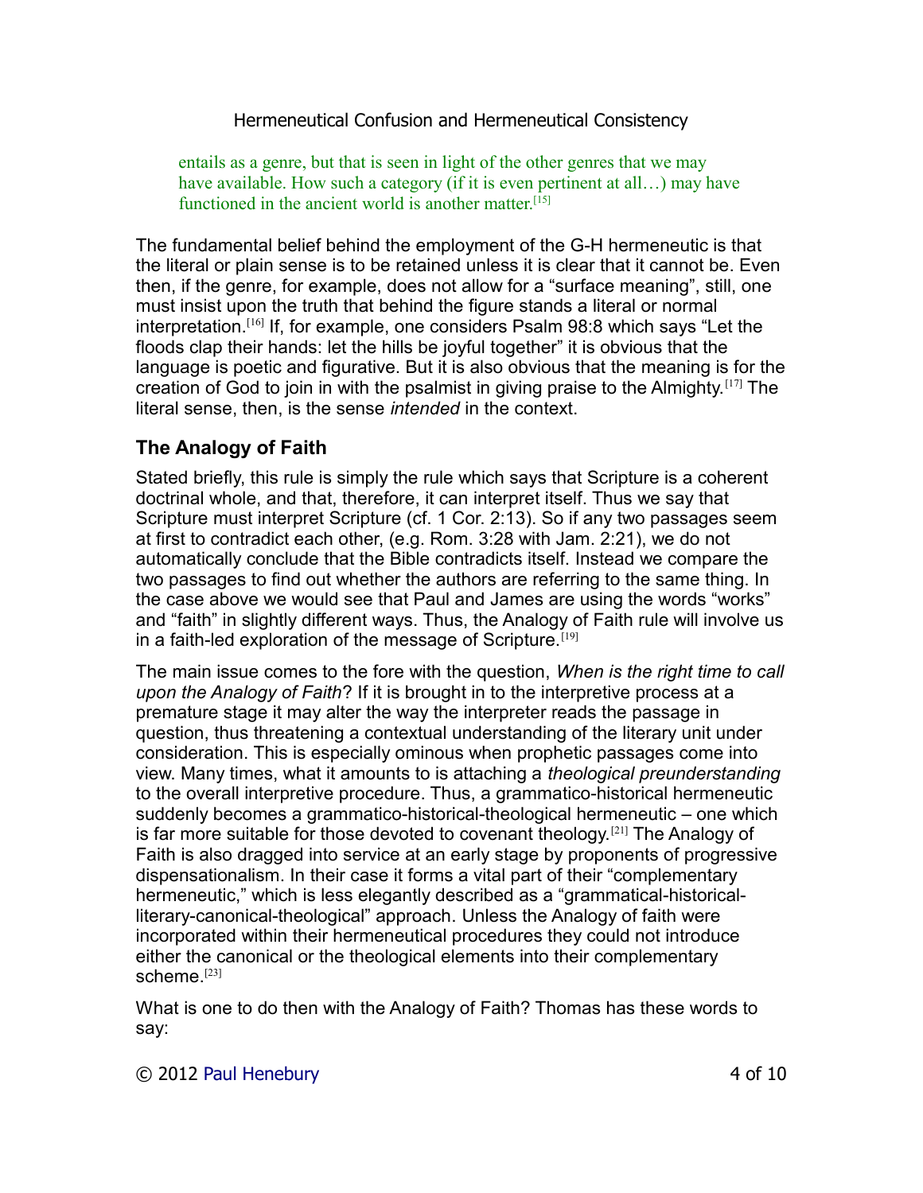entails as a genre, but that is seen in light of the other genres that we may have available. How such a category (if it is even pertinent at all…) may have functioned in the ancient world is another matter.[15]

The fundamental belief behind the employment of the G-H hermeneutic is that the literal or plain sense is to be retained unless it is clear that it cannot be. Even then, if the genre, for example, does not allow for a "surface meaning", still, one must insist upon the truth that behind the figure stands a literal or normal interpretation.[16] If, for example, one considers Psalm 98:8 which says "Let the floods clap their hands: let the hills be joyful together" it is obvious that the language is poetic and figurative. But it is also obvious that the meaning is for the creation of God to join in with the psalmist in giving praise to the Almighty.[17] The literal sense, then, is the sense *intended* in the context.

## The Analogy of Faith

Stated briefly, this rule is simply the rule which says that Scripture is a coherent doctrinal whole, and that, therefore, it can interpret itself. Thus we say that Scripture must interpret Scripture (cf. 1 Cor. 2:13). So if any two passages seem at first to contradict each other, (e.g. Rom. 3:28 with Jam. 2:21), we do not automatically conclude that the Bible contradicts itself. Instead we compare the two passages to find out whether the authors are referring to the same thing. In the case above we would see that Paul and James are using the words "works" and "faith" in slightly different ways. Thus, the Analogy of Faith rule will involve us in a faith-led exploration of the message of Scripture.[19]

The main issue comes to the fore with the question, *When is the right time to call upon the Analogy of Faith*? If it is brought in to the interpretive process at a premature stage it may alter the way the interpreter reads the passage in question, thus threatening a contextual understanding of the literary unit under consideration. This is especially ominous when prophetic passages come into view. Many times, what it amounts to is attaching a *theological preunderstanding* to the overall interpretive procedure. Thus, a grammatico-historical hermeneutic suddenly becomes a grammatico-historical-theological hermeneutic – one which is far more suitable for those devoted to covenant theology.[21] The Analogy of Faith is also dragged into service at an early stage by proponents of progressive dispensationalism. In their case it forms a vital part of their "complementary hermeneutic," which is less elegantly described as a "grammatical-historical-literary-canonical-theological" approach. Unless the Analogy of faith were incorporated within their hermeneutical procedures they could not introduce either the canonical or the theological elements into their complementary scheme.[23]

What is one to do then with the Analogy of Faith? Thomas has these words to say: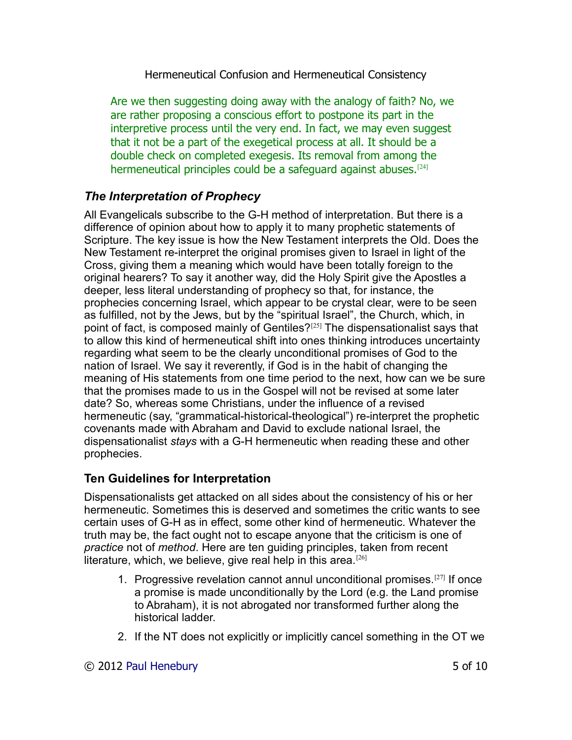> Are we then suggesting doing away with the analogy of faith? No, we are rather proposing a conscious effort to postpone its part in the interpretive process until the very end. In fact, we may even suggest that it not be a part of the exegetical process at all. It should be a double check on completed exegesis. Its removal from among the hermeneutical principles could be a safeguard against abuses.[24]

### *The Interpretation of Prophecy*

All Evangelicals subscribe to the G-H method of interpretation. But there is a difference of opinion about how to apply it to many prophetic statements of Scripture. The key issue is how the New Testament interprets the Old. Does the New Testament re-interpret the original promises given to Israel in light of the Cross, giving them a meaning which would have been totally foreign to the original hearers? To say it another way, did the Holy Spirit give the Apostles a deeper, less literal understanding of prophecy so that, for instance, the prophecies concerning Israel, which appear to be crystal clear, were to be seen as fulfilled, not by the Jews, but by the "spiritual Israel", the Church, which, in point of fact, is composed mainly of Gentiles?[25] The dispensationalist says that to allow this kind of hermeneutical shift into ones thinking introduces uncertainty regarding what seem to be the clearly unconditional promises of God to the nation of Israel. We say it reverently, if God is in the habit of changing the meaning of His statements from one time period to the next, how can we be sure that the promises made to us in the Gospel will not be revised at some later date? So, whereas some Christians, under the influence of a revised hermeneutic (say, "grammatical-historical-theological") re-interpret the prophetic covenants made with Abraham and David to exclude national Israel, the dispensationalist *stays* with a G-H hermeneutic when reading these and other prophecies.

### Ten Guidelines for Interpretation

Dispensationalists get attacked on all sides about the consistency of his or her hermeneutic. Sometimes this is deserved and sometimes the critic wants to see certain uses of G-H as in effect, some other kind of hermeneutic. Whatever the truth may be, the fact ought not to escape anyone that the criticism is one of *practice* not of *method*. Here are ten guiding principles, taken from recent literature, which, we believe, give real help in this area.[26]

1. Progressive revelation cannot annul unconditional promises.[27] If once a promise is made unconditionally by the Lord (e.g. the Land promise to Abraham), it is not abrogated nor transformed further along the historical ladder.
2. If the NT does not explicitly or implicitly cancel something in the OT we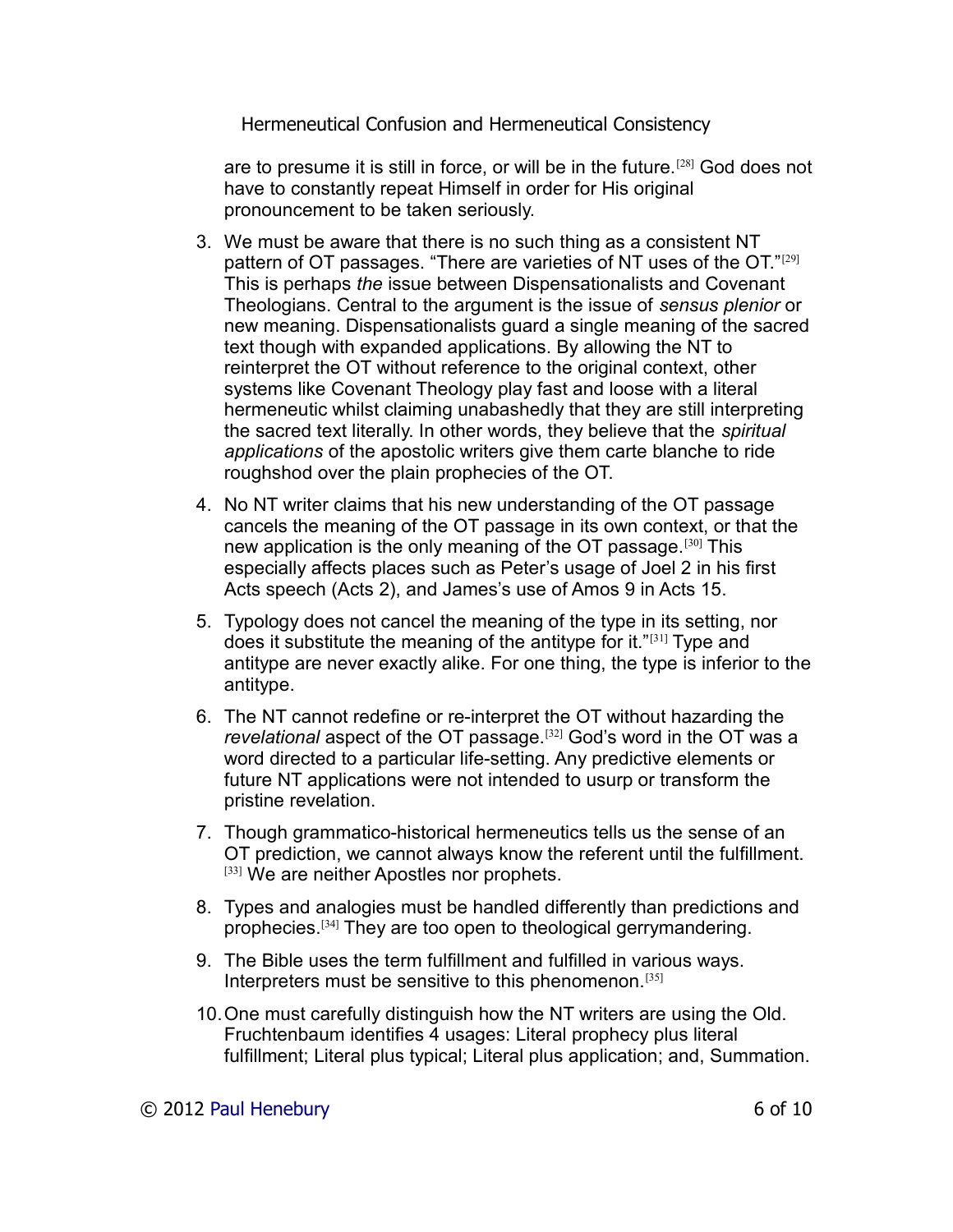are to presume it is still in force, or will be in the future.[28] God does not have to constantly repeat Himself in order for His original pronouncement to be taken seriously.

3. We must be aware that there is no such thing as a consistent NT pattern of OT passages. "There are varieties of NT uses of the OT."[29] This is perhaps *the* issue between Dispensationalists and Covenant Theologians. Central to the argument is the issue of *sensus plenior* or new meaning. Dispensationalists guard a single meaning of the sacred text though with expanded applications. By allowing the NT to reinterpret the OT without reference to the original context, other systems like Covenant Theology play fast and loose with a literal hermeneutic whilst claiming unabashedly that they are still interpreting the sacred text literally. In other words, they believe that the *spiritual applications* of the apostolic writers give them carte blanche to ride roughshod over the plain prophecies of the OT.
4. No NT writer claims that his new understanding of the OT passage cancels the meaning of the OT passage in its own context, or that the new application is the only meaning of the OT passage.[30] This especially affects places such as Peter's usage of Joel 2 in his first Acts speech (Acts 2), and James's use of Amos 9 in Acts 15.
5. Typology does not cancel the meaning of the type in its setting, nor does it substitute the meaning of the antitype for it."[31] Type and antitype are never exactly alike. For one thing, the type is inferior to the antitype.
6. The NT cannot redefine or re-interpret the OT without hazarding the *revelational* aspect of the OT passage.[32] God's word in the OT was a word directed to a particular life-setting. Any predictive elements or future NT applications were not intended to usurp or transform the pristine revelation.
7. Though grammatico-historical hermeneutics tells us the sense of an OT prediction, we cannot always know the referent until the fulfillment.[33] We are neither Apostles nor prophets.
8. Types and analogies must be handled differently than predictions and prophecies.[34] They are too open to theological gerrymandering.
9. The Bible uses the term fulfillment and fulfilled in various ways. Interpreters must be sensitive to this phenomenon.[35]
10. One must carefully distinguish how the NT writers are using the Old. Fruchtenbaum identifies 4 usages: Literal prophecy plus literal fulfillment; Literal plus typical; Literal plus application; and, Summation.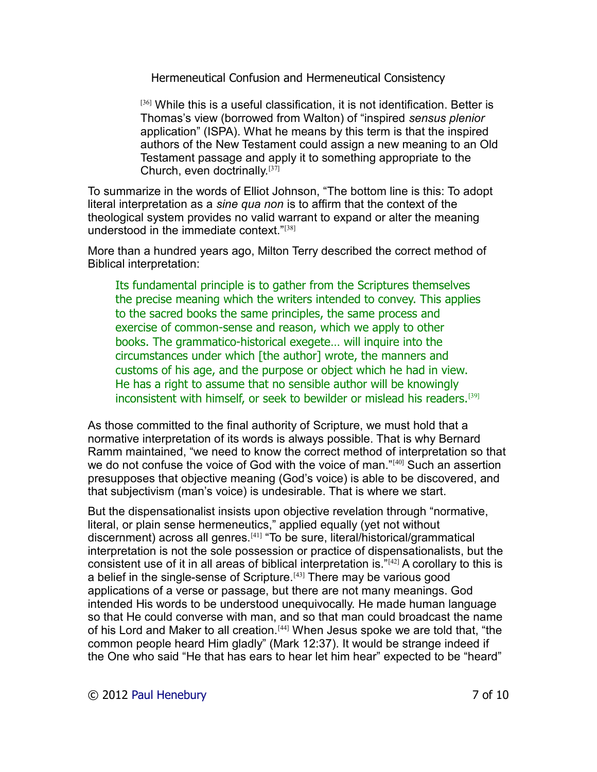> [36] While this is a useful classification, it is not identification. Better is Thomas's view (borrowed from Walton) of "inspired *sensus plenior* application" (ISPA). What he means by this term is that the inspired authors of the New Testament could assign a new meaning to an Old Testament passage and apply it to something appropriate to the Church, even doctrinally.[37]

To summarize in the words of Elliot Johnson, "The bottom line is this: To adopt literal interpretation as a *sine qua non* is to affirm that the context of the theological system provides no valid warrant to expand or alter the meaning understood in the immediate context."[38]

More than a hundred years ago, Milton Terry described the correct method of Biblical interpretation:

> Its fundamental principle is to gather from the Scriptures themselves the precise meaning which the writers intended to convey. This applies to the sacred books the same principles, the same process and exercise of common-sense and reason, which we apply to other books. The grammatico-historical exegete… will inquire into the circumstances under which [the author] wrote, the manners and customs of his age, and the purpose or object which he had in view. He has a right to assume that no sensible author will be knowingly inconsistent with himself, or seek to bewilder or mislead his readers.[39]

As those committed to the final authority of Scripture, we must hold that a normative interpretation of its words is always possible. That is why Bernard Ramm maintained, "we need to know the correct method of interpretation so that we do not confuse the voice of God with the voice of man."[40] Such an assertion presupposes that objective meaning (God's voice) is able to be discovered, and that subjectivism (man's voice) is undesirable. That is where we start.

But the dispensationalist insists upon objective revelation through "normative, literal, or plain sense hermeneutics," applied equally (yet not without discernment) across all genres.[41] "To be sure, literal/historical/grammatical interpretation is not the sole possession or practice of dispensationalists, but the consistent use of it in all areas of biblical interpretation is."[42] A corollary to this is a belief in the single-sense of Scripture.[43] There may be various good applications of a verse or passage, but there are not many meanings. God intended His words to be understood unequivocally. He made human language so that He could converse with man, and so that man could broadcast the name of his Lord and Maker to all creation.[44] When Jesus spoke we are told that, "the common people heard Him gladly" (Mark 12:37). It would be strange indeed if the One who said "He that has ears to hear let him hear" expected to be "heard"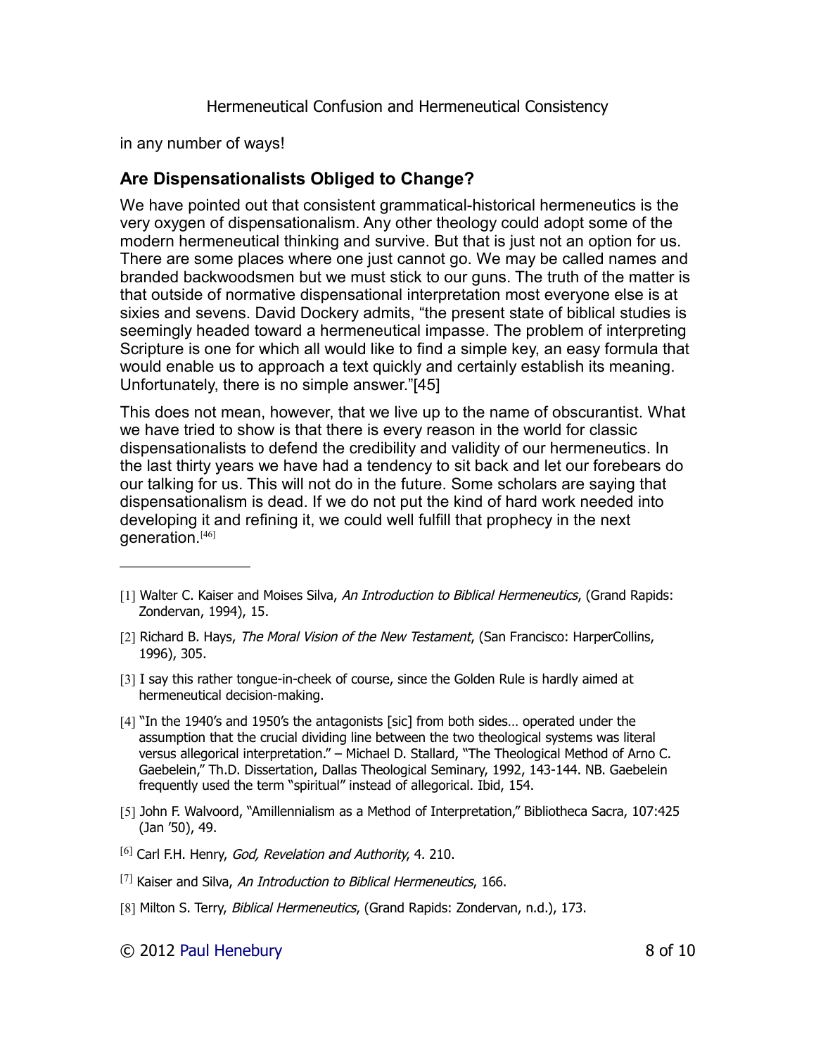in any number of ways!

## Are Dispensationalists Obliged to Change?

We have pointed out that consistent grammatical-historical hermeneutics is the very oxygen of dispensationalism. Any other theology could adopt some of the modern hermeneutical thinking and survive. But that is just not an option for us. There are some places where one just cannot go. We may be called names and branded backwoodsmen but we must stick to our guns. The truth of the matter is that outside of normative dispensational interpretation most everyone else is at sixies and sevens. David Dockery admits, "the present state of biblical studies is seemingly headed toward a hermeneutical impasse. The problem of interpreting Scripture is one for which all would like to find a simple key, an easy formula that would enable us to approach a text quickly and certainly establish its meaning. Unfortunately, there is no simple answer."[45]

This does not mean, however, that we live up to the name of obscurantist. What we have tried to show is that there is every reason in the world for classic dispensationalists to defend the credibility and validity of our hermeneutics. In the last thirty years we have had a tendency to sit back and let our forebears do our talking for us. This will not do in the future. Some scholars are saying that dispensationalism is dead. If we do not put the kind of hard work needed into developing it and refining it, we could well fulfill that prophecy in the next generation.[46]

---

[1] Walter C. Kaiser and Moises Silva, *An Introduction to Biblical Hermeneutics*, (Grand Rapids: Zondervan, 1994), 15.

[2] Richard B. Hays, *The Moral Vision of the New Testament*, (San Francisco: HarperCollins, 1996), 305.

[3] I say this rather tongue-in-cheek of course, since the Golden Rule is hardly aimed at hermeneutical decision-making.

[4] "In the 1940's and 1950's the antagonists [sic] from both sides… operated under the assumption that the crucial dividing line between the two theological systems was literal versus allegorical interpretation." – Michael D. Stallard, "The Theological Method of Arno C. Gaebelein," Th.D. Dissertation, Dallas Theological Seminary, 1992, 143-144. NB. Gaebelein frequently used the term "spiritual" instead of allegorical. Ibid, 154.

[5] John F. Walvoord, "Amillennialism as a Method of Interpretation," Bibliotheca Sacra, 107:425 (Jan '50), 49.

[6] Carl F.H. Henry, *God, Revelation and Authority*, 4. 210.

[7] Kaiser and Silva, *An Introduction to Biblical Hermeneutics*, 166.

[8] Milton S. Terry, *Biblical Hermeneutics*, (Grand Rapids: Zondervan, n.d.), 173.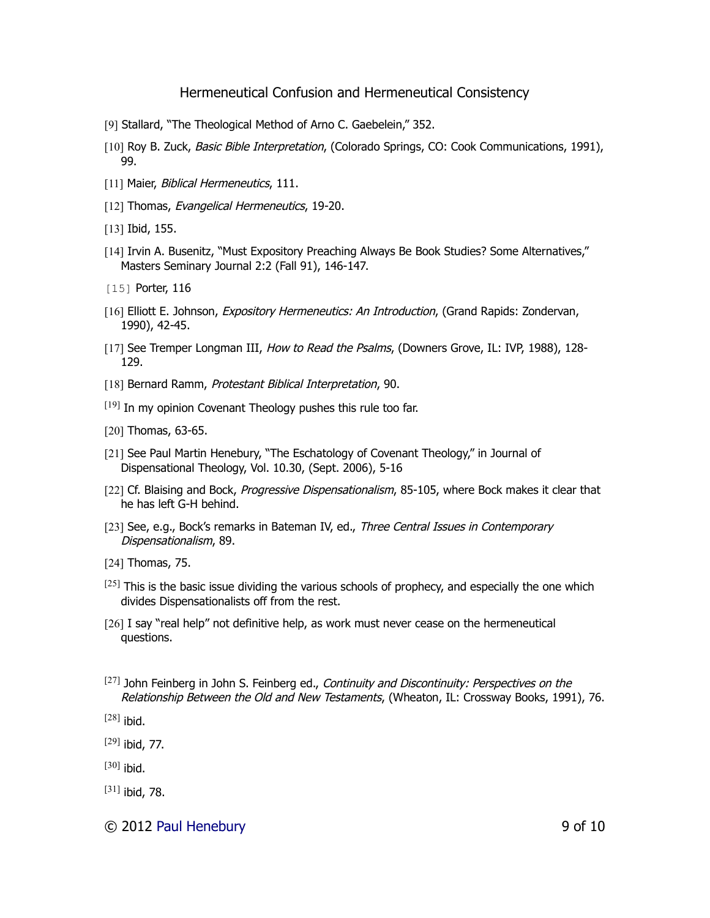[9] Stallard, "The Theological Method of Arno C. Gaebelein," 352.

[10] Roy B. Zuck, *Basic Bible Interpretation*, (Colorado Springs, CO: Cook Communications, 1991), 99.

[11] Maier, *Biblical Hermeneutics*, 111.

[12] Thomas, *Evangelical Hermeneutics*, 19-20.

[13] Ibid, 155.

[14] Irvin A. Busenitz, "Must Expository Preaching Always Be Book Studies? Some Alternatives," Masters Seminary Journal 2:2 (Fall 91), 146-147.

[15] Porter, 116

[16] Elliott E. Johnson, *Expository Hermeneutics: An Introduction*, (Grand Rapids: Zondervan, 1990), 42-45.

[17] See Tremper Longman III, *How to Read the Psalms*, (Downers Grove, IL: IVP, 1988), 128-129.

[18] Bernard Ramm, *Protestant Biblical Interpretation*, 90.

[19] In my opinion Covenant Theology pushes this rule too far.

[20] Thomas, 63-65.

[21] See Paul Martin Henebury, "The Eschatology of Covenant Theology," in Journal of Dispensational Theology, Vol. 10.30, (Sept. 2006), 5-16

[22] Cf. Blaising and Bock, *Progressive Dispensationalism*, 85-105, where Bock makes it clear that he has left G-H behind.

[23] See, e.g., Bock's remarks in Bateman IV, ed., *Three Central Issues in Contemporary Dispensationalism*, 89.

[24] Thomas, 75.

[25] This is the basic issue dividing the various schools of prophecy, and especially the one which divides Dispensationalists off from the rest.

[26] I say "real help" not definitive help, as work must never cease on the hermeneutical questions.

[27] John Feinberg in John S. Feinberg ed., *Continuity and Discontinuity: Perspectives on the Relationship Between the Old and New Testaments*, (Wheaton, IL: Crossway Books, 1991), 76.

[28] ibid.

[29] ibid, 77.

[30] ibid.

[31] ibid, 78.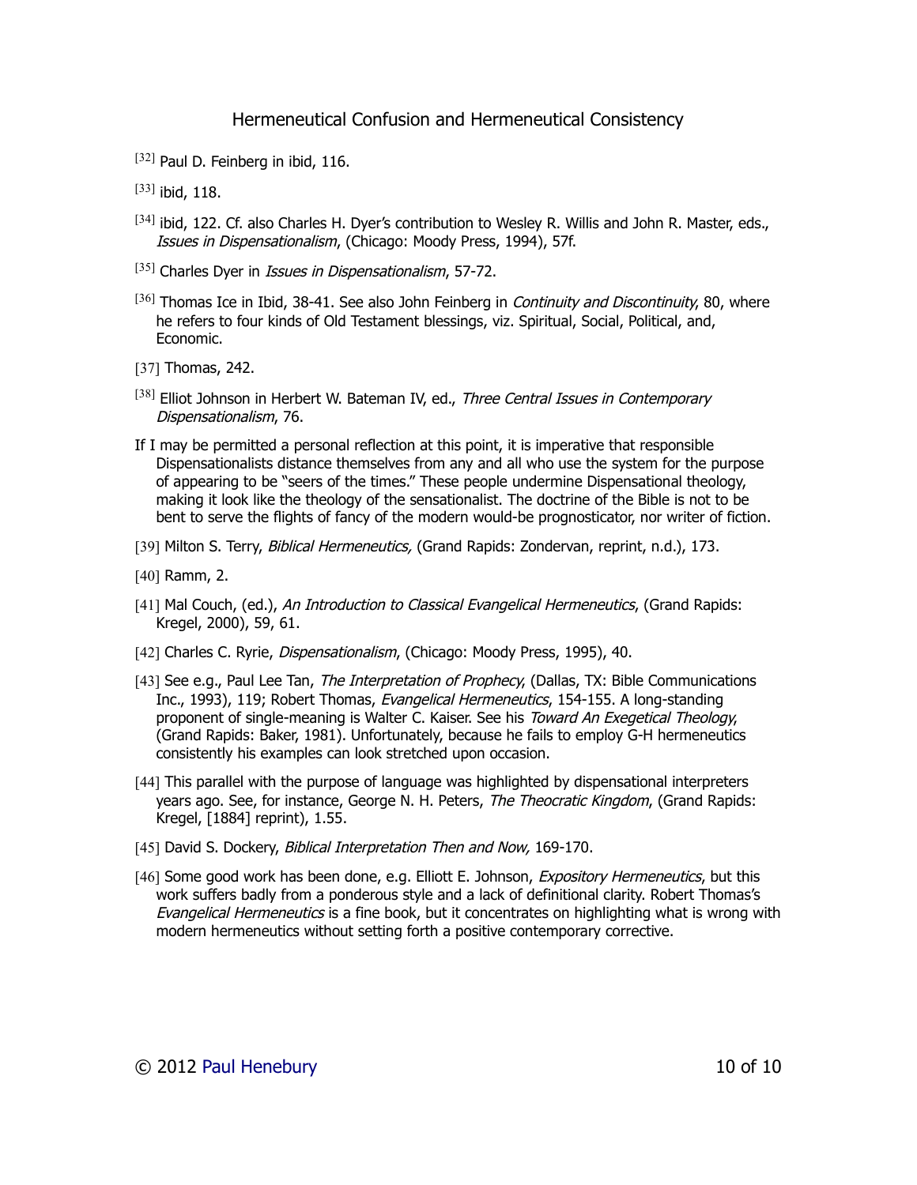[32] Paul D. Feinberg in ibid, 116.

[33] ibid, 118.

[34] ibid, 122. Cf. also Charles H. Dyer's contribution to Wesley R. Willis and John R. Master, eds., *Issues in Dispensationalism*, (Chicago: Moody Press, 1994), 57f.

[35] Charles Dyer in *Issues in Dispensationalism*, 57-72.

[36] Thomas Ice in Ibid, 38-41. See also John Feinberg in *Continuity and Discontinuity*, 80, where he refers to four kinds of Old Testament blessings, viz. Spiritual, Social, Political, and, Economic.

[37] Thomas, 242.

[38] Elliot Johnson in Herbert W. Bateman IV, ed., *Three Central Issues in Contemporary Dispensationalism*, 76.

If I may be permitted a personal reflection at this point, it is imperative that responsible Dispensationalists distance themselves from any and all who use the system for the purpose of appearing to be "seers of the times." These people undermine Dispensational theology, making it look like the theology of the sensationalist. The doctrine of the Bible is not to be bent to serve the flights of fancy of the modern would-be prognosticator, nor writer of fiction.

[39] Milton S. Terry, *Biblical Hermeneutics,* (Grand Rapids: Zondervan, reprint, n.d.), 173.

[40] Ramm, 2.

[41] Mal Couch, (ed.), *An Introduction to Classical Evangelical Hermeneutics*, (Grand Rapids: Kregel, 2000), 59, 61.

[42] Charles C. Ryrie, *Dispensationalism*, (Chicago: Moody Press, 1995), 40.

[43] See e.g., Paul Lee Tan, *The Interpretation of Prophecy*, (Dallas, TX: Bible Communications Inc., 1993), 119; Robert Thomas, *Evangelical Hermeneutics*, 154-155. A long-standing proponent of single-meaning is Walter C. Kaiser. See his *Toward An Exegetical Theology*, (Grand Rapids: Baker, 1981). Unfortunately, because he fails to employ G-H hermeneutics consistently his examples can look stretched upon occasion.

[44] This parallel with the purpose of language was highlighted by dispensational interpreters years ago. See, for instance, George N. H. Peters, *The Theocratic Kingdom*, (Grand Rapids: Kregel, [1884] reprint), 1.55.

[45] David S. Dockery, *Biblical Interpretation Then and Now,* 169-170.

[46] Some good work has been done, e.g. Elliott E. Johnson, *Expository Hermeneutics*, but this work suffers badly from a ponderous style and a lack of definitional clarity. Robert Thomas's *Evangelical Hermeneutics* is a fine book, but it concentrates on highlighting what is wrong with modern hermeneutics without setting forth a positive contemporary corrective.

© 2012 Paul Henebury